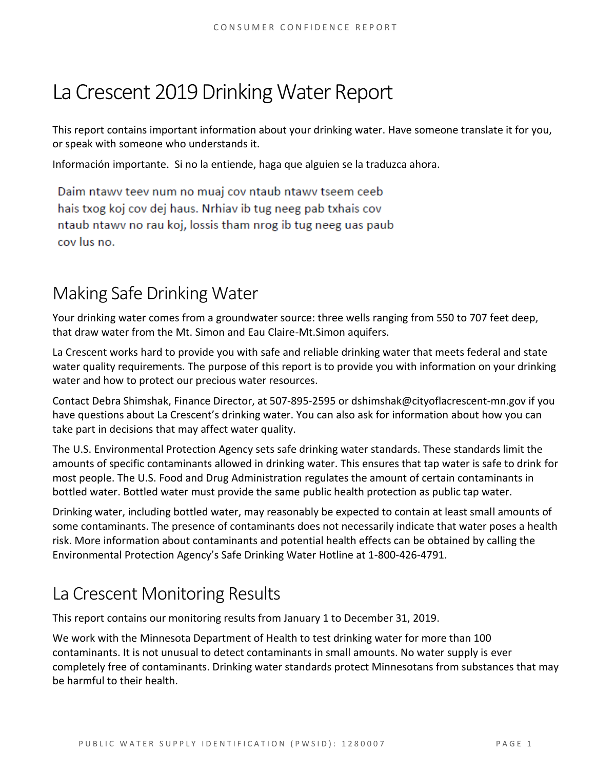# La Crescent 2019 Drinking Water Report

This report contains important information about your drinking water. Have someone translate it for you, or speak with someone who understands it.

Información importante. Si no la entiende, haga que alguien se la traduzca ahora.

Daim ntawv teev num no muaj cov ntaub ntawv tseem ceeb hais txog koj cov dej haus. Nrhiav ib tug neeg pab txhais cov ntaub ntawv no rau koj, lossis tham nrog ib tug neeg uas paub cov lus no.

## Making Safe Drinking Water

Your drinking water comes from a groundwater source: three wells ranging from 550 to 707 feet deep, that draw water from the Mt. Simon and Eau Claire-Mt.Simon aquifers.

La Crescent works hard to provide you with safe and reliable drinking water that meets federal and state water quality requirements. The purpose of this report is to provide you with information on your drinking water and how to protect our precious water resources.

Contact Debra Shimshak, Finance Director, at 507-895-2595 or dshimshak@cityoflacrescent-mn.gov if you have questions about La Crescent's drinking water. You can also ask for information about how you can take part in decisions that may affect water quality.

The U.S. Environmental Protection Agency sets safe drinking water standards. These standards limit the amounts of specific contaminants allowed in drinking water. This ensures that tap water is safe to drink for most people. The U.S. Food and Drug Administration regulates the amount of certain contaminants in bottled water. Bottled water must provide the same public health protection as public tap water.

Drinking water, including bottled water, may reasonably be expected to contain at least small amounts of some contaminants. The presence of contaminants does not necessarily indicate that water poses a health risk. More information about contaminants and potential health effects can be obtained by calling the Environmental Protection Agency's Safe Drinking Water Hotline at 1-800-426-4791.

## La Crescent Monitoring Results

This report contains our monitoring results from January 1 to December 31, 2019.

We work with the Minnesota Department of Health to test drinking water for more than 100 contaminants. It is not unusual to detect contaminants in small amounts. No water supply is ever completely free of contaminants. Drinking water standards protect Minnesotans from substances that may be harmful to their health.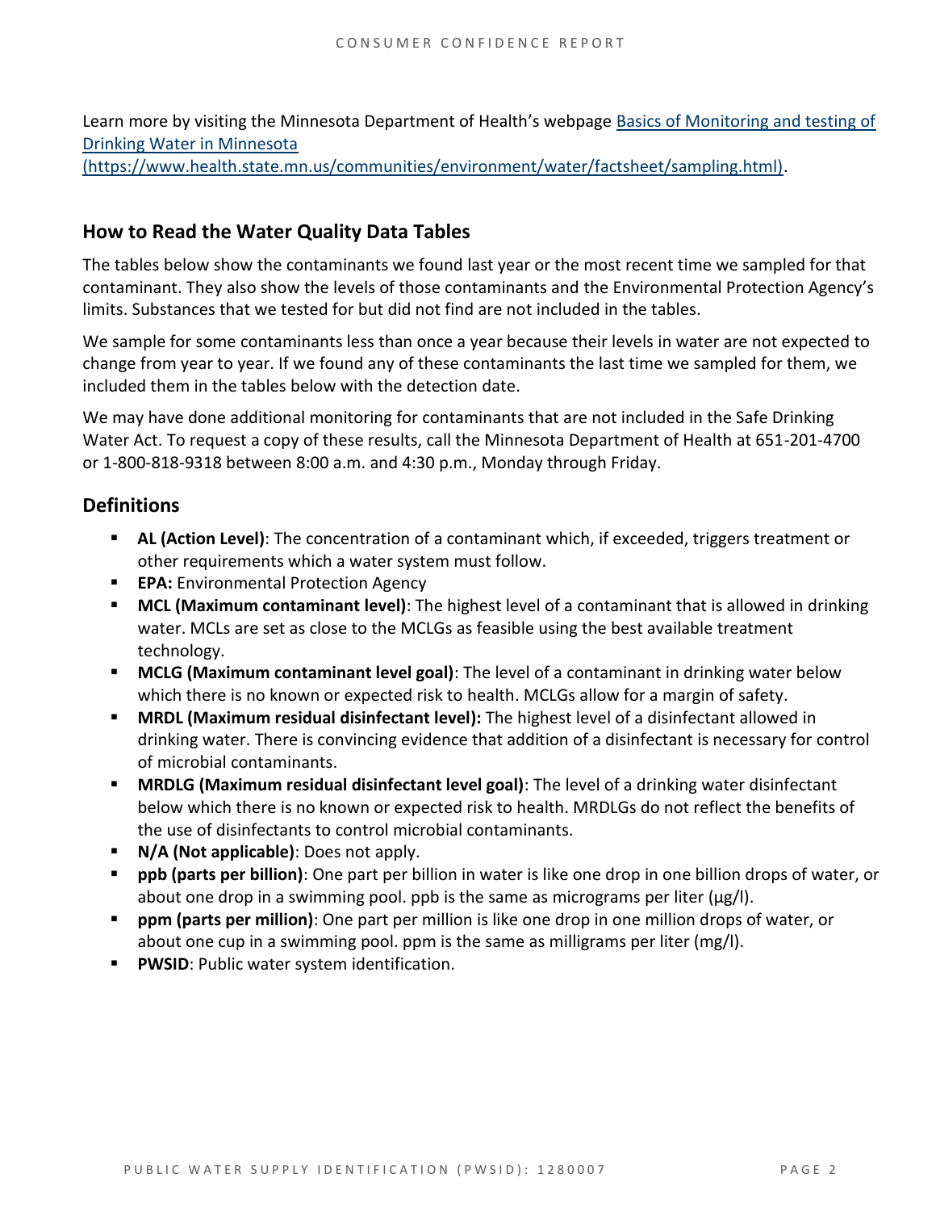Learn more by visiting the Minnesota Department of Health's webpage [Basics of Monitoring and testing of Drinking Water in Minnesota (https://www.health.state.mn.us/communities/environment/water/factsheet/sampling.html)](https://www.health.state.mn.us/communities/environment/water/factsheet/sampling.html).

## How to Read the Water Quality Data Tables

The tables below show the contaminants we found last year or the most recent time we sampled for that contaminant. They also show the levels of those contaminants and the Environmental Protection Agency's limits. Substances that we tested for but did not find are not included in the tables.

We sample for some contaminants less than once a year because their levels in water are not expected to change from year to year. If we found any of these contaminants the last time we sampled for them, we included them in the tables below with the detection date.

We may have done additional monitoring for contaminants that are not included in the Safe Drinking Water Act. To request a copy of these results, call the Minnesota Department of Health at 651-201-4700 or 1-800-818-9318 between 8:00 a.m. and 4:30 p.m., Monday through Friday.

## Definitions

- **AL (Action Level)**: The concentration of a contaminant which, if exceeded, triggers treatment or other requirements which a water system must follow.
- **EPA:** Environmental Protection Agency
- **MCL (Maximum contaminant level)**: The highest level of a contaminant that is allowed in drinking water. MCLs are set as close to the MCLGs as feasible using the best available treatment technology.
- **MCLG (Maximum contaminant level goal)**: The level of a contaminant in drinking water below which there is no known or expected risk to health. MCLGs allow for a margin of safety.
- **MRDL (Maximum residual disinfectant level):** The highest level of a disinfectant allowed in drinking water. There is convincing evidence that addition of a disinfectant is necessary for control of microbial contaminants.
- **MRDLG (Maximum residual disinfectant level goal)**: The level of a drinking water disinfectant below which there is no known or expected risk to health. MRDLGs do not reflect the benefits of the use of disinfectants to control microbial contaminants.
- **N/A (Not applicable)**: Does not apply.
- **ppb (parts per billion)**: One part per billion in water is like one drop in one billion drops of water, or about one drop in a swimming pool. ppb is the same as micrograms per liter (μg/l).
- **ppm (parts per million)**: One part per million is like one drop in one million drops of water, or about one cup in a swimming pool. ppm is the same as milligrams per liter (mg/l).
- **PWSID**: Public water system identification.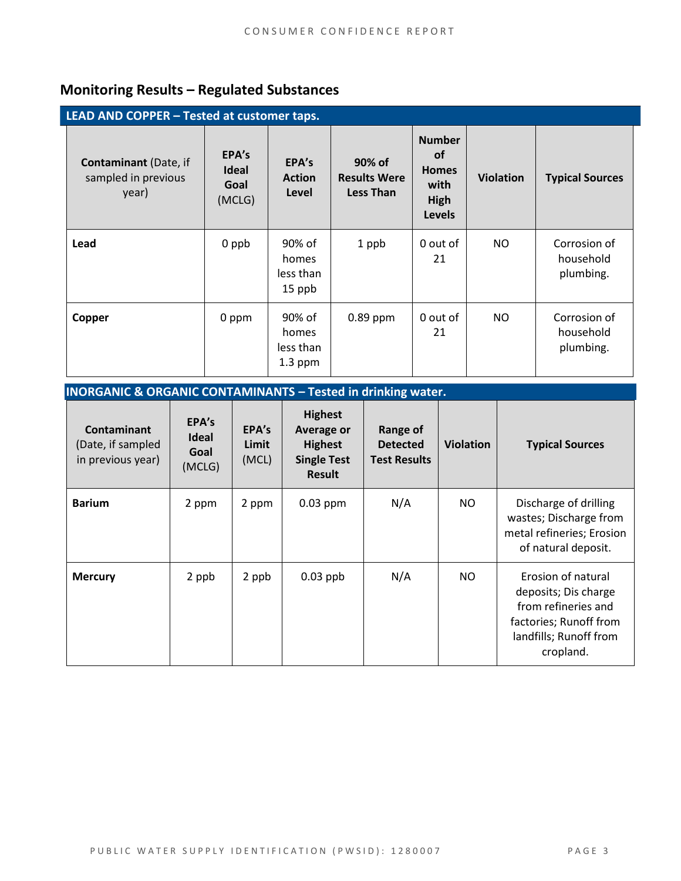## Monitoring Results – Regulated Substances

**LEAD AND COPPER – Tested at customer taps.**

| **Contaminant** (Date, if sampled in previous year) | **EPA's Ideal Goal** (MCLG) | **EPA's Action Level** | **90% of Results Were Less Than** | **Number of Homes with High Levels** | **Violation** | **Typical Sources** |
|---|---|---|---|---|---|---|
| **Lead** | 0 ppb | 90% of homes less than 15 ppb | 1 ppb | 0 out of 21 | NO | Corrosion of household plumbing. |
| **Copper** | 0 ppm | 90% of homes less than 1.3 ppm | 0.89 ppm | 0 out of 21 | NO | Corrosion of household plumbing. |

**INORGANIC & ORGANIC CONTAMINANTS – Tested in drinking water.**

| **Contaminant** (Date, if sampled in previous year) | **EPA's Ideal Goal** (MCLG) | **EPA's Limit** (MCL) | **Highest Average or Highest Single Test Result** | **Range of Detected Test Results** | **Violation** | **Typical Sources** |
|---|---|---|---|---|---|---|
| **Barium** | 2 ppm | 2 ppm | 0.03 ppm | N/A | NO | Discharge of drilling wastes; Discharge from metal refineries; Erosion of natural deposit. |
| **Mercury** | 2 ppb | 2 ppb | 0.03 ppb | N/A | NO | Erosion of natural deposits; Dis charge from refineries and factories; Runoff from landfills; Runoff from cropland. |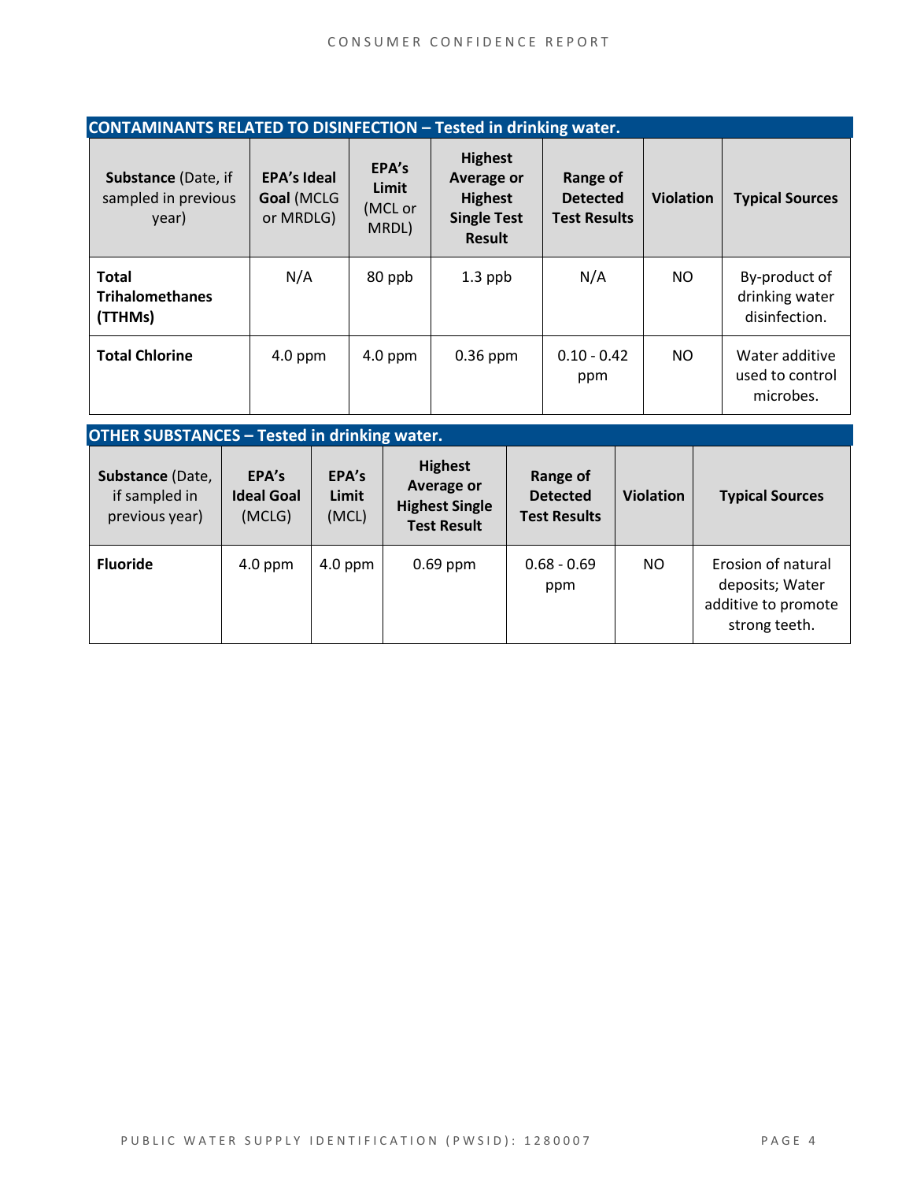## CONTAINMENTS RELATED TO DISINFECTION – Tested in drinking water.

| **Substance** (Date, if sampled in previous year) | **EPA's Ideal Goal** (MCLG or MRDLG) | **EPA's Limit** (MCL or MRDL) | **Highest Average or Highest Single Test Result** | **Range of Detected Test Results** | **Violation** | **Typical Sources** |
|---|---|---|---|---|---|---|
| **Total Trihalomethanes (TTHMs)** | N/A | 80 ppb | 1.3 ppb | N/A | NO | By-product of drinking water disinfection. |
| **Total Chlorine** | 4.0 ppm | 4.0 ppm | 0.36 ppm | 0.10 - 0.42 ppm | NO | Water additive used to control microbes. |

## OTHER SUBSTANCES – Tested in drinking water.

| **Substance** (Date, if sampled in previous year) | **EPA's Ideal Goal** (MCLG) | **EPA's Limit** (MCL) | **Highest Average or Highest Single Test Result** | **Range of Detected Test Results** | **Violation** | **Typical Sources** |
|---|---|---|---|---|---|---|
| **Fluoride** | 4.0 ppm | 4.0 ppm | 0.69 ppm | 0.68 - 0.69 ppm | NO | Erosion of natural deposits; Water additive to promote strong teeth. |

PUBLIC WATER SUPPLY IDENTIFICATION (PWSID): 1280007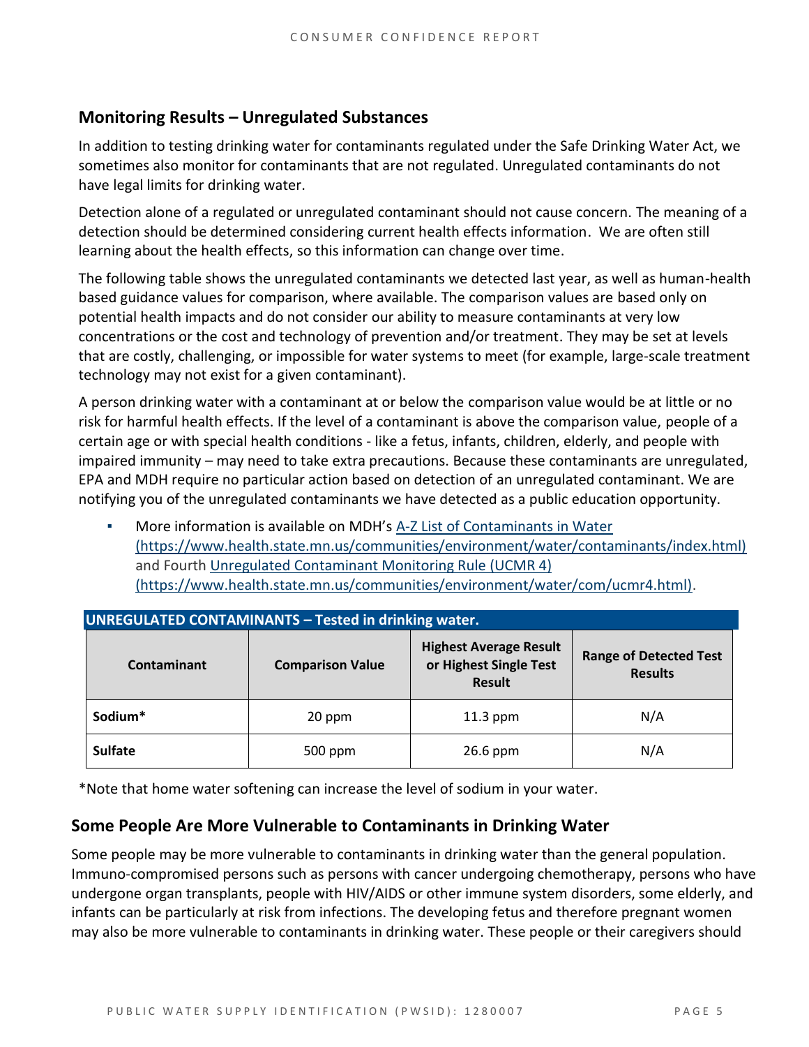## Monitoring Results – Unregulated Substances

In addition to testing drinking water for contaminants regulated under the Safe Drinking Water Act, we sometimes also monitor for contaminants that are not regulated. Unregulated contaminants do not have legal limits for drinking water.

Detection alone of a regulated or unregulated contaminant should not cause concern. The meaning of a detection should be determined considering current health effects information. We are often still learning about the health effects, so this information can change over time.

The following table shows the unregulated contaminants we detected last year, as well as human-health based guidance values for comparison, where available. The comparison values are based only on potential health impacts and do not consider our ability to measure contaminants at very low concentrations or the cost and technology of prevention and/or treatment. They may be set at levels that are costly, challenging, or impossible for water systems to meet (for example, large-scale treatment technology may not exist for a given contaminant).

A person drinking water with a contaminant at or below the comparison value would be at little or no risk for harmful health effects. If the level of a contaminant is above the comparison value, people of a certain age or with special health conditions - like a fetus, infants, children, elderly, and people with impaired immunity – may need to take extra precautions. Because these contaminants are unregulated, EPA and MDH require no particular action based on detection of an unregulated contaminant. We are notifying you of the unregulated contaminants we have detected as a public education opportunity.

- More information is available on MDH's A-Z List of Contaminants in Water (https://www.health.state.mn.us/communities/environment/water/contaminants/index.html) and Fourth Unregulated Contaminant Monitoring Rule (UCMR 4) (https://www.health.state.mn.us/communities/environment/water/com/ucmr4.html).

**UNREGULATED CONTAMINANTS – Tested in drinking water.**

| Contaminant | Comparison Value | Highest Average Result or Highest Single Test Result | Range of Detected Test Results |
|---|---|---|---|
| **Sodium*** | 20 ppm | 11.3 ppm | N/A |
| **Sulfate** | 500 ppm | 26.6 ppm | N/A |

*Note that home water softening can increase the level of sodium in your water.

## Some People Are More Vulnerable to Contaminants in Drinking Water

Some people may be more vulnerable to contaminants in drinking water than the general population. Immuno-compromised persons such as persons with cancer undergoing chemotherapy, persons who have undergone organ transplants, people with HIV/AIDS or other immune system disorders, some elderly, and infants can be particularly at risk from infections. The developing fetus and therefore pregnant women may also be more vulnerable to contaminants in drinking water. These people or their caregivers should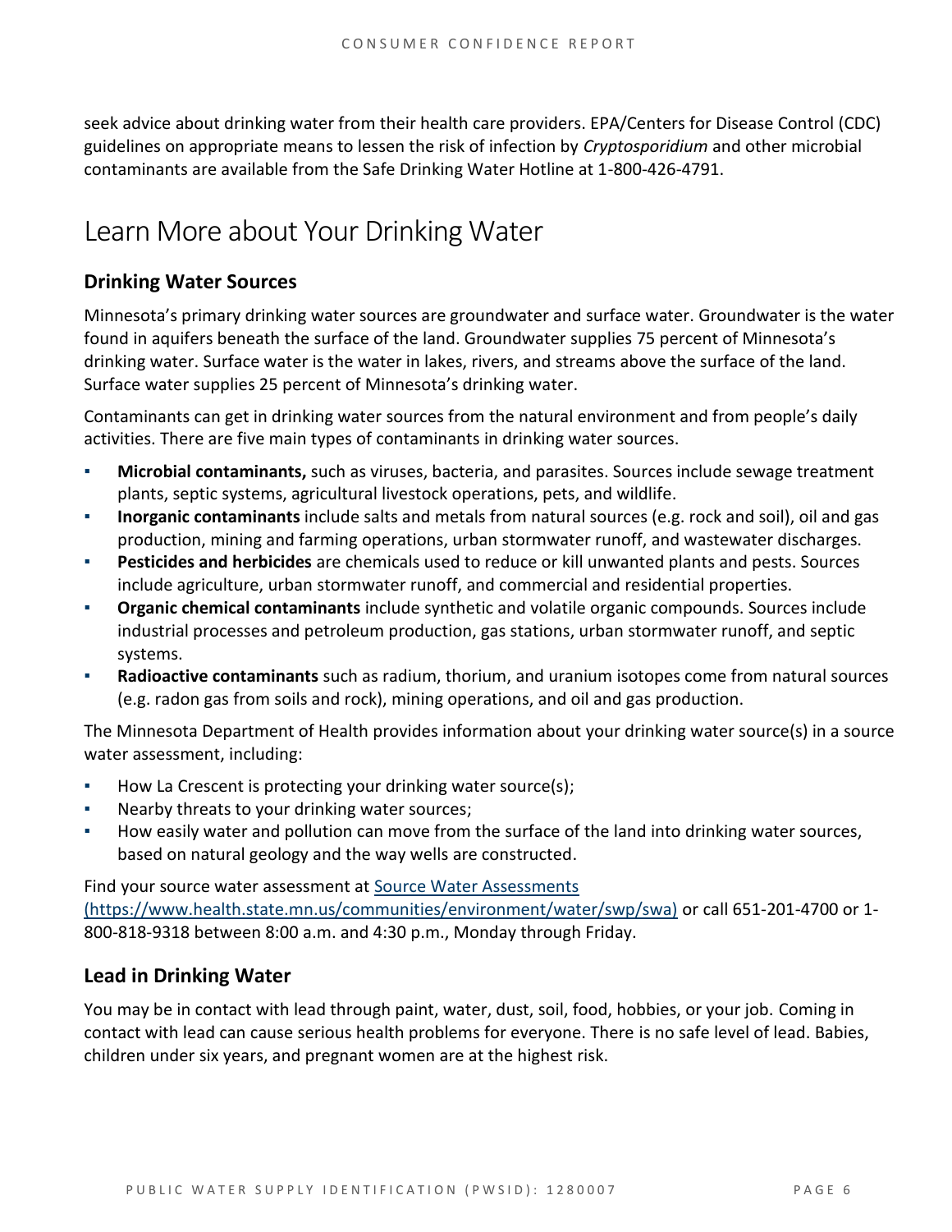seek advice about drinking water from their health care providers. EPA/Centers for Disease Control (CDC) guidelines on appropriate means to lessen the risk of infection by *Cryptosporidium* and other microbial contaminants are available from the Safe Drinking Water Hotline at 1-800-426-4791.

# Learn More about Your Drinking Water

## Drinking Water Sources

Minnesota's primary drinking water sources are groundwater and surface water. Groundwater is the water found in aquifers beneath the surface of the land. Groundwater supplies 75 percent of Minnesota's drinking water. Surface water is the water in lakes, rivers, and streams above the surface of the land. Surface water supplies 25 percent of Minnesota's drinking water.

Contaminants can get in drinking water sources from the natural environment and from people's daily activities. There are five main types of contaminants in drinking water sources.

- **Microbial contaminants,** such as viruses, bacteria, and parasites. Sources include sewage treatment plants, septic systems, agricultural livestock operations, pets, and wildlife.
- **Inorganic contaminants** include salts and metals from natural sources (e.g. rock and soil), oil and gas production, mining and farming operations, urban stormwater runoff, and wastewater discharges.
- **Pesticides and herbicides** are chemicals used to reduce or kill unwanted plants and pests. Sources include agriculture, urban stormwater runoff, and commercial and residential properties.
- **Organic chemical contaminants** include synthetic and volatile organic compounds. Sources include industrial processes and petroleum production, gas stations, urban stormwater runoff, and septic systems.
- **Radioactive contaminants** such as radium, thorium, and uranium isotopes come from natural sources (e.g. radon gas from soils and rock), mining operations, and oil and gas production.

The Minnesota Department of Health provides information about your drinking water source(s) in a source water assessment, including:

- How La Crescent is protecting your drinking water source(s);
- Nearby threats to your drinking water sources;
- How easily water and pollution can move from the surface of the land into drinking water sources, based on natural geology and the way wells are constructed.

Find your source water assessment at [Source Water Assessments (https://www.health.state.mn.us/communities/environment/water/swp/swa)](https://www.health.state.mn.us/communities/environment/water/swp/swa) or call 651-201-4700 or 1-800-818-9318 between 8:00 a.m. and 4:30 p.m., Monday through Friday.

## Lead in Drinking Water

You may be in contact with lead through paint, water, dust, soil, food, hobbies, or your job. Coming in contact with lead can cause serious health problems for everyone. There is no safe level of lead. Babies, children under six years, and pregnant women are at the highest risk.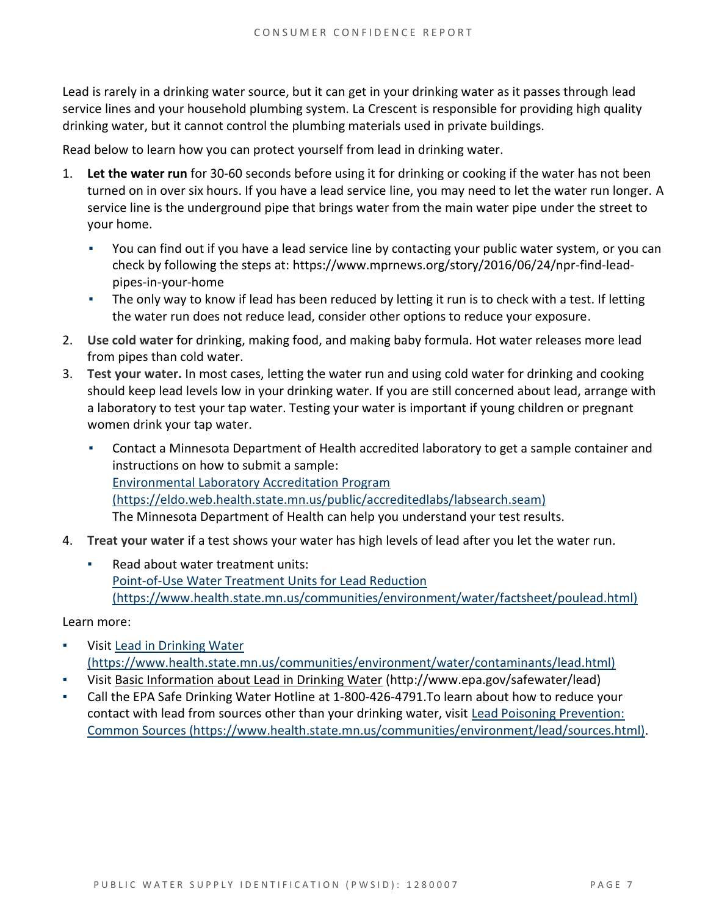Lead is rarely in a drinking water source, but it can get in your drinking water as it passes through lead service lines and your household plumbing system. La Crescent is responsible for providing high quality drinking water, but it cannot control the plumbing materials used in private buildings.

Read below to learn how you can protect yourself from lead in drinking water.

1. **Let the water run** for 30-60 seconds before using it for drinking or cooking if the water has not been turned on in over six hours. If you have a lead service line, you may need to let the water run longer. A service line is the underground pipe that brings water from the main water pipe under the street to your home.
   - You can find out if you have a lead service line by contacting your public water system, or you can check by following the steps at: https://www.mprnews.org/story/2016/06/24/npr-find-lead-pipes-in-your-home
   - The only way to know if lead has been reduced by letting it run is to check with a test. If letting the water run does not reduce lead, consider other options to reduce your exposure.
2. **Use cold water** for drinking, making food, and making baby formula. Hot water releases more lead from pipes than cold water.
3. **Test your water.** In most cases, letting the water run and using cold water for drinking and cooking should keep lead levels low in your drinking water. If you are still concerned about lead, arrange with a laboratory to test your tap water. Testing your water is important if young children or pregnant women drink your tap water.
   - Contact a Minnesota Department of Health accredited laboratory to get a sample container and instructions on how to submit a sample:
     Environmental Laboratory Accreditation Program
     (https://eldo.web.health.state.mn.us/public/accreditedlabs/labsearch.seam)
     The Minnesota Department of Health can help you understand your test results.
4. **Treat your water** if a test shows your water has high levels of lead after you let the water run.
   - Read about water treatment units:
     Point-of-Use Water Treatment Units for Lead Reduction
     (https://www.health.state.mn.us/communities/environment/water/factsheet/poulead.html)

Learn more:

- Visit Lead in Drinking Water
  (https://www.health.state.mn.us/communities/environment/water/contaminants/lead.html)
- Visit Basic Information about Lead in Drinking Water (http://www.epa.gov/safewater/lead)
- Call the EPA Safe Drinking Water Hotline at 1-800-426-4791.To learn about how to reduce your contact with lead from sources other than your drinking water, visit Lead Poisoning Prevention: Common Sources (https://www.health.state.mn.us/communities/environment/lead/sources.html).